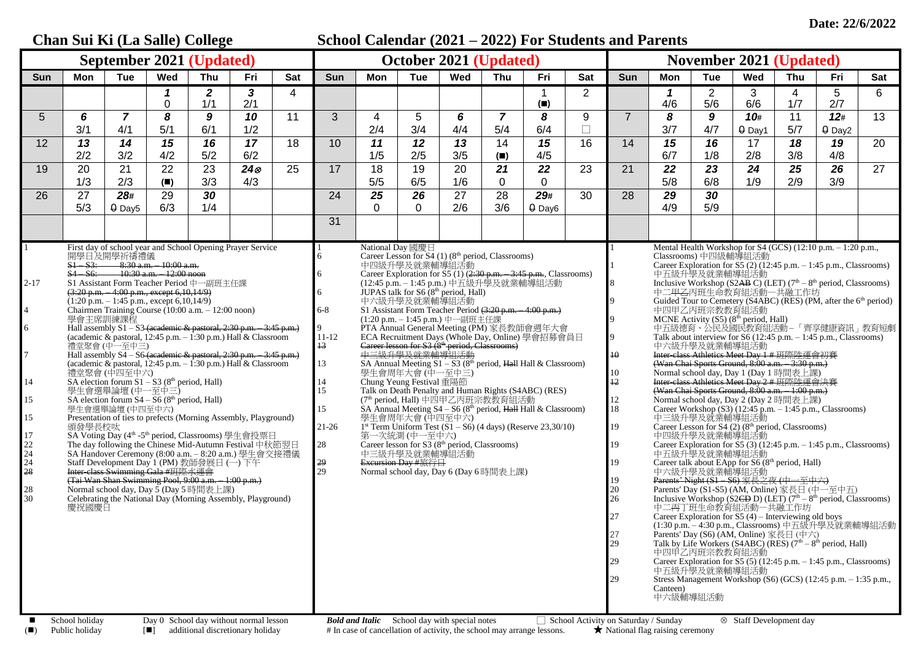Date: 22/6/2022

# Chan Sui Ki (La Salle) College

## School Calendar (2021 – 2022) For Students and Parents

### September 2021 (Updated)

| Sun | Mon | Tue | Wed | Thu | Fri | Sat |
|---|---|---|---|---|---|---|
| | | | ***1*** 0 | ***2*** 1/1 | ***3*** 2/1 | 4 |
| 5 | ***6*** 3/1 | ***7*** 4/1 | ***8*** 5/1 | ***9*** 6/1 | ***10*** 1/2 | 11 |
| 12 | ***13*** 2/2 | ***14*** 3/2 | ***15*** 4/2 | ***16*** 5/2 | ***17*** 6/2 | 18 |
| 19 | 20 1/3 | 21 2/3 | 22 (■) | 23 3/3 | ***24***⊗ 4/3 | 25 |
| 26 | 27 5/3 | ***28***# 0 Day5 | 29 6/3 | ***30*** 1/4 | | |

- 1 First day of school year and School Opening Prayer Service 開學日及開學祈禱禮儀 ~~S1 – S3: 8:30 a.m. – 10:00 a.m.~~ ~~S4 – S6: 10:30 a.m. – 12:00 noon~~
- 2-17 S1 Assistant Form Teacher Period 中一副班主任課 ~~(3:20 p.m. – 4:00 p.m., except 6,10,14/9)~~ (1:20 p.m. – 1:45 p.m., except 6,10,14/9)
- 4 Chairmen Training Course (10:00 a.m. – 12:00 noon) 學會主席訓練課程
- 6 Hall assembly S1 – S3 ~~(academic & pastoral, 2:30 p.m. – 3:45 p.m.)~~ (academic & pastoral, 12:45 p.m. – 1:30 p.m.) Hall & Classroom 禮堂聚會 (中一至中三)
- 7 Hall assembly S4 – S6 ~~(academic & pastoral, 2:30 p.m. – 3:45 p.m.)~~ (academic & pastoral, 12:45 p.m. – 1:30 p.m.) Hall & Classroom 禮堂聚會 (中四至中六)
- 14 SA election forum S1 – S3 (8th period, Hall) 學生會選舉論壇 (中一至中三)
- 15 SA election forum S4 – S6 (8th period, Hall) 學生會選舉論壇 (中四至中六)
- 15 Presentation of ties to prefects (Morning Assembly, Playground) 頒發學長校呔
- 17 SA Voting Day (4th -5th period, Classrooms) 學生會投票日
- 22 The day following the Chinese Mid-Autumn Festival 中秋節翌日
- 24 SA Handover Ceremony (8:00 a.m. – 8:20 a.m.) 學生會交接禮儀
- 24 Staff Development Day 1 (PM) 教師發展日 (一) 下午
- ~~28 Inter-class Swimming Gala #班際水運會 (Tai Wan Shan Swimming Pool, 9:00 a.m. – 1:00 p.m.)~~
- 28 Normal school day, Day 5 (Day 5 時間表上課)
- 30 Celebrating the National Day (Morning Assembly, Playground) 慶祝國慶日

### October 2021 (Updated)

| Sun | Mon | Tue | Wed | Thu | Fri | Sat |
|---|---|---|---|---|---|---|
| | | | | | 1 (■) | 2 |
| 3 | 4 2/4 | 5 3/4 | ***6*** 4/4 | ***7*** 5/4 | ***8*** 6/4 | 9 □ |
| 10 | ***11*** 1/5 | ***12*** 2/5 | ***13*** 3/5 | 14 (■) | ***15*** 4/5 | 16 |
| 17 | 18 5/5 | 19 6/5 | 20 1/6 | ***21*** 0 | ***22*** 0 | 23 |
| 24 | ***25*** 0 | ***26*** 0 | 27 2/6 | 28 3/6 | ***29***# 0 Day6 | 30 |
| 31 | | | | | | |

- 1 National Day 國慶日
- 6 Career Lesson for S4 (1) (8th period, Classrooms) 中四級升學及就業輔導組活動
- 6 Career Exploration for S5 (1) ~~(2:30 p.m. – 3:45 p.m.,~~ Classrooms) (12:45 p.m. – 1:45 p.m.) 中五級升學及就業輔導組活動
- 6 JUPAS talk for S6 (8th period, Hall) 中六級升學及就業輔導組活動
- 6-8 S1 Assistant Form Teacher Period ~~(3:20 p.m. – 4:00 p.m.)~~ (1:20 p.m. – 1:45 p.m.) 中一副班主任課
- 9 PTA Annual General Meeting (PM) 家長教師會週年大會
- 11-12 ECA Recruitment Days (Whole Day, Online) 學會招募會員日
- ~~13 Career lesson for S3 (8th period, Classrooms) 中三級升學及就業輔導組活動~~
- 13 SA Annual Meeting S1 – S3 (8th period, ~~Hall~~ Hall & Classroom) 學生會周年大會 (中一至中三)
- 14 Chung Yeung Festival 重陽節
- 15 Talk on Death Penalty and Human Rights (S4ABC) (RES) (7th period, Hall) 中四甲乙丙班宗教教育組活動
- 15 SA Annual Meeting S4 – S6 (8th period, ~~Hall~~ Hall & Classroom) 學生會周年大會 (中四至中六)
- 21-26 1st Term Uniform Test (S1 – S6) (4 days) (Reserve 23,30/10) 第一次統測 (中一至中六)
- 28 Career lesson for S3 (8th period, Classrooms) 中三級升學及就業輔導組活動
- ~~29 Excursion Day #旅行日~~
- 29 Normal school day, Day 6 (Day 6 時間表上課)

### November 2021 (Updated)

| Sun | Mon | Tue | Wed | Thu | Fri | Sat |
|---|---|---|---|---|---|---|
| | ***1*** 4/6 | 2 5/6 | 3 6/6 | 4 1/7 | 5 2/7 | 6 |
| 7 | ***8*** 3/7 | ***9*** 4/7 | ***10***# 0 Day1 | 11 5/7 | ***12***# 0 Day2 | 13 |
| 14 | ***15*** 6/7 | ***16*** 1/8 | 17 2/8 | ***18*** 3/8 | ***19*** 4/8 | 20 |
| 21 | ***22*** 5/8 | ***23*** 6/8 | ***24*** 1/9 | ***25*** 2/9 | ***26*** 3/9 | 27 |
| 28 | ***29*** 4/9 | ***30*** 5/9 | | | | |

- 1 Mental Health Workshop for S4 (GCS) (12:10 p.m. – 1:20 p.m., Classrooms) 中四級輔導組活動
- 1 Career Exploration for S5 (2) (12:45 p.m. – 1:45 p.m., Classrooms) 中五級升學及就業輔導組活動
- 8 Inclusive Workshop (S2~~AB~~ C) (LET) (7th – 8th period, Classrooms) 中二~~甲乙~~丙班生命教育組活動—共融工作坊
- 9 Guided Tour to Cemetery (S4ABC) (RES) (PM, after the 6th period) 中四甲乙丙班宗教教育組活動
- 9 MCNE Activity (S5) (8th period, Hall) 中五級德育、公民及國民教育組活動 – 「齊享健康資訊」教育短劇
- 9 Talk about interview for S6 (12:45 p.m. – 1:45 p.m., Classrooms) 中六級升學及就業輔導組活動
- ~~10 Inter-class Athletics Meet Day 1 # 班際陸運會初賽 (Wan Chai Sports Ground, 8:00 a.m. – 3:30 p.m.)~~
- 10 Normal school day, Day 1 (Day 1 時間表上課)
- ~~12 Inter-class Athletics Meet Day 2 # 班際陸運會決賽 (Wan Chai Sports Ground, 8:00 a.m. – 1:00 p.m.)~~
- 12 Normal school day, Day 2 (Day 2 時間表上課)
- 18 Career Workshop (S3) (12:45 p.m. – 1:45 p.m., Classrooms) 中三級升學及就業輔導組活動
- 19 Career Lesson for S4 (2) (8th period, Classrooms) 中四級升學及就業輔導組活動
- 19 Career Exploration for S5 (3) (12:45 p.m. – 1:45 p.m., Classrooms) 中五級升學及就業輔導組活動
- 19 Career talk about EApp for S6 (8th period, Hall) 中六級升學及就業輔導組活動
- ~~19 Parents' Night (S1 – S6) 家長之夜 (中一至中六)~~
- 20 Parents' Day (S1-S5) (AM, Online) 家長日 (中一至中五)
- 26 Inclusive Workshop (S2~~CD~~ D) (LET) (7th – 8th period, Classrooms) 中二~~丙~~丁班生命教育組活動—共融工作坊
- 27 Career Exploration for S5 (4) – Interviewing old boys (1:30 p.m. – 4:30 p.m., Classrooms) 中五級升學及就業輔導組活動
- 27 Parents' Day (S6) (AM, Online) 家長日 (中六)
- 29 Talk by Life Workers (S4ABC) (RES) (7th – 8th period, Hall) 中四甲乙丙班宗教教育組活動
- 29 Career Exploration for S5 (5) (12:45 p.m. – 1:45 p.m., Classrooms) 中五級升學及就業輔導組活動
- 29 Stress Management Workshop (S6) (GCS) (12:45 p.m. – 1:35 p.m., Canteen) 中六級輔導組活動

■ School holiday　　Day 0 School day without normal lesson　　***Bold and Italic*** School day with special notes　　□ School Activity on Saturday / Sunday　　⊗ Staff Development day

(■) Public holiday　　[■] additional discretionary holiday　　# In case of cancellation of activity, the school may arrange lessons.　　★ National flag raising ceremony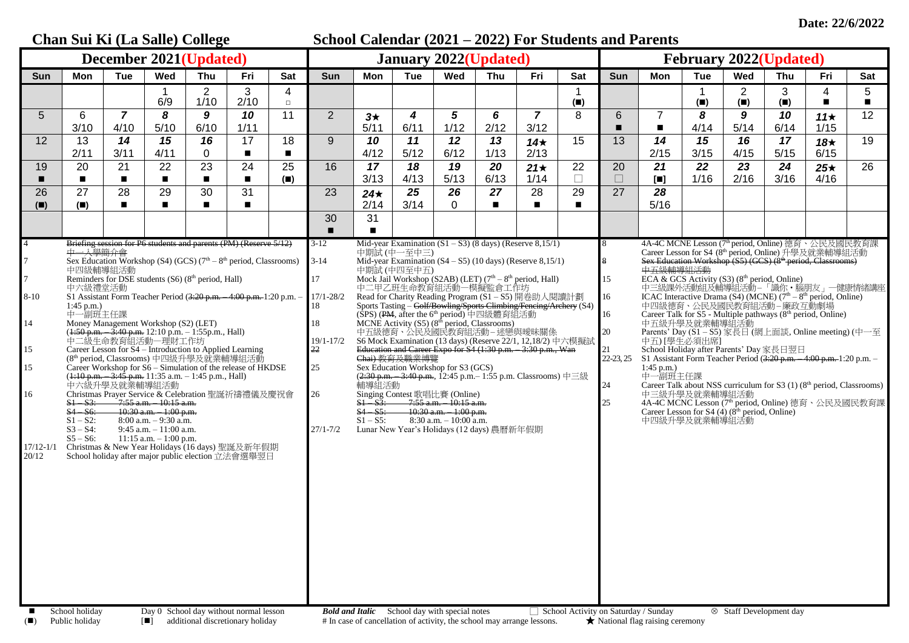Date: 22/6/2022

# Chan Sui Ki (La Salle) College

## School Calendar (2021 – 2022) For Students and Parents

### December 2021(Updated)

| Sun | Mon | Tue | Wed | Thu | Fri | Sat |
|---|---|---|---|---|---|---|
| | | | 1<br>6/9 | 2<br>1/10 | 3<br>2/10 | 4<br>□ |
| 5 | 6<br>3/10 | ***7***<br>4/10 | ***8***<br>5/10 | ***9***<br>6/10 | ***10***<br>1/11 | 11 |
| 12 | 13<br>2/11 | ***14***<br>3/11 | ***15***<br>4/11 | ***16***<br>0 | 17<br>■ | 18<br>■ |
| 19<br>■ | 20<br>■ | 21<br>■ | 22<br>■ | 23<br>■ | 24<br>■ | 25<br>(■) |
| 26<br>(■) | 27<br>(■) | 28<br>■ | 29<br>■ | 30<br>■ | 31<br>■ | |

- 4 ~~Briefing session for P6 students and parents (PM) (Reserve 5/12)~~ ~~中一入學簡介會~~
- 7 Sex Education Workshop (S4) (GCS) (7th – 8th period, Classrooms) 中四級輔導組活動
- 7 Reminders for DSE students (S6) (8th period, Hall) 中六級禮堂活動
- 8-10 S1 Assistant Form Teacher Period (~~3:20 p.m. – 4:00 p.m.~~ 1:20 p.m. – 1:45 p.m.) 中一副班主任課
- 14 Money Management Workshop (S2) (LET) (~~1:50 p.m. – 3:40 p.m.~~ 12:10 p.m. – 1:55p.m., Hall) 中二級生命教育組活動－理財工作坊
- 15 Career Lesson for S4 – Introduction to Applied Learning (8th period, Classrooms) 中四級升學及就業輔導組活動
- 15 Career Workshop for S6 – Simulation of the release of HKDSE (~~1:10 p.m. – 3:45 p.m.~~ 11:35 a.m. – 1:45 p.m., Hall) 中六級升學及就業輔導組活動
- 16 Christmas Prayer Service & Celebration 聖誕祈禱禮儀及慶祝會
  - ~~S1 – S3: 7:55 a.m. – 10:15 a.m.~~
  - ~~S4 – S6: 10:30 a.m. – 1:00 p.m.~~
  - S1 – S2: 8:00 a.m. – 9:30 a.m.
  - S3 – S4: 9:45 a.m. – 11:00 a.m.
  - S5 – S6: 11:15 a.m. – 1:00 p.m.
- 17/12-1/1 Christmas & New Year Holidays (16 days) 聖誕及新年假期
- 20/12 School holiday after major public election 立法會選舉翌日

### January 2022(Updated)

| Sun | Mon | Tue | Wed | Thu | Fri | Sat |
|---|---|---|---|---|---|---|
| | | | | | | 1<br>(■) |
| 2 | ***3★***<br>5/11 | ***4***<br>6/11 | ***5***<br>1/12 | ***6***<br>2/12 | ***7***<br>3/12 | 8 |
| 9 | ***10***<br>4/12 | ***11***<br>5/12 | ***12***<br>6/12 | ***13***<br>1/13 | ***14★***<br>2/13 | 15 |
| 16 | ***17***<br>3/13 | ***18***<br>4/13 | ***19***<br>5/13 | ***20***<br>6/13 | ***21★***<br>1/14 | 22<br>□ |
| 23 | ***24★***<br>2/14 | ***25***<br>3/14 | ***26***<br>0 | ***27***<br>■ | 28<br>■ | 29<br>■ |
| 30<br>■ | 31<br>■ | | | | | |

- 3-12 Mid-year Examination (S1 – S3) (8 days) (Reserve 8,15/1) 中期試 (中一至中三)
- 3-14 Mid-year Examination (S4 – S5) (10 days) (Reserve 8,15/1) 中期試 (中四至中五)
- 17 Mock Jail Workshop (S2AB) (LET) (7th – 8th period, Hall) 中二甲乙班生命教育組活動—模擬監倉工作坊
- 17/1-28/2 Read for Charity Reading Program (S1 – S5) 開卷助人閱讀計劃
- 18 Sports Tasting – ~~Golf/Bowling/Sports Climbing/Fencing/Archery~~ (S4) (SPS) (~~PM~~, after the 6th period) 中四級體育組活動
- 18 MCNE Activity (S5) (8th period, Classrooms) 中五級德育、公民及國民教育組活動 – 迷戀與曖昧關係
- 19/1-17/2 S6 Mock Examination (13 days) (Reserve 22/1, 12,18/2) 中六模擬試
- ~~22~~ ~~Education and Career Expo for S4 (1:30 p.m. – 3:30 p.m., Wan Chai) 教育及職業博覽~~
- 25 Sex Education Workshop for S3 (GCS) (~~2:30 p.m. – 3:40 p.m.~~, 12:45 p.m.– 1:55 p.m. Classrooms) 中三級輔導組活動
- 26 Singing Contest 歌唱比賽 (Online)
  - ~~S1 – S3: 7:55 a.m. – 10:15 a.m.~~
  - ~~S4 – S5: 10:30 a.m. – 1:00 p.m.~~
  - S1 – S5: 8:30 a.m. – 10:00 a.m.
- 27/1-7/2 Lunar New Year's Holidays (12 days) 農曆新年假期

### February 2022(Updated)

| Sun | Mon | Tue | Wed | Thu | Fri | Sat |
|---|---|---|---|---|---|---|
| | | 1<br>(■) | 2<br>(■) | 3<br>(■) | 4<br>■ | 5<br>■ |
| 6<br>■ | 7<br>■ | ***8***<br>4/14 | ***9***<br>5/14 | ***10***<br>6/14 | ***11★***<br>1/15 | 12 |
| 13 | ***14***<br>2/15 | ***15***<br>3/15 | ***16***<br>4/15 | ***17***<br>5/15 | ***18★***<br>6/15 | 19 |
| 20<br>□ | ***21***<br>[■] | ***22***<br>1/16 | ***23***<br>2/16 | ***24***<br>3/16 | ***25★***<br>4/16 | 26 |
| 27 | ***28***<br>5/16 | | | | | |

- 8 4A-4C MCNE Lesson (7th period, Online) 德育、公民及國民教育課 Career Lesson for S4 (8th period, Online) 升學及就業輔導組活動
- ~~8~~ ~~Sex Education Workshop (S5) (GCS) (8th period, Classrooms) 中五級輔導組活動~~
- 15 ECA & GCS Activity (S3) (8th period, Online) 中三級課外活動組及輔導組活動 – 「識你‧腦朋友」—健康情緒講座
- 16 ICAC Interactive Drama (S4) (MCNE) (7th – 8th period, Online) 中四級德育、公民及國民教育組活動 – 廉政互動劇場
- 16 Career Talk for S5 - Multiple pathways (8th period, Online) 中五級升學及就業輔導組活動
- 20 Parents' Day (S1 – S5) 家長日 (網上面談, Online meeting) (中一至中五) [學生必須出席]
- 21 School Holiday after Parents' Day 家長日翌日
- 22-23, 25 S1 Assistant Form Teacher Period (~~3:20 p.m. – 4:00 p.m.~~ 1:20 p.m. – 1:45 p.m.) 中一副班主任課
- 24 Career Talk about NSS curriculum for S3 (1) (8th period, Classrooms) 中三級升學及就業輔導組活動
- 25 4A-4C MCNC Lesson (7th period, Online) 德育、公民及國民教育課 Career Lesson for S4 (4) (8th period, Online) 中四級升學及就業輔導組活動

■ School holiday　Day 0 School day without normal lesson　***Bold and Italic*** School day with special notes　□ School Activity on Saturday / Sunday　⊗ Staff Development day

(■) Public holiday　[■] additional discretionary holiday　# In case of cancellation of activity, the school may arrange lessons.　★ National flag raising ceremony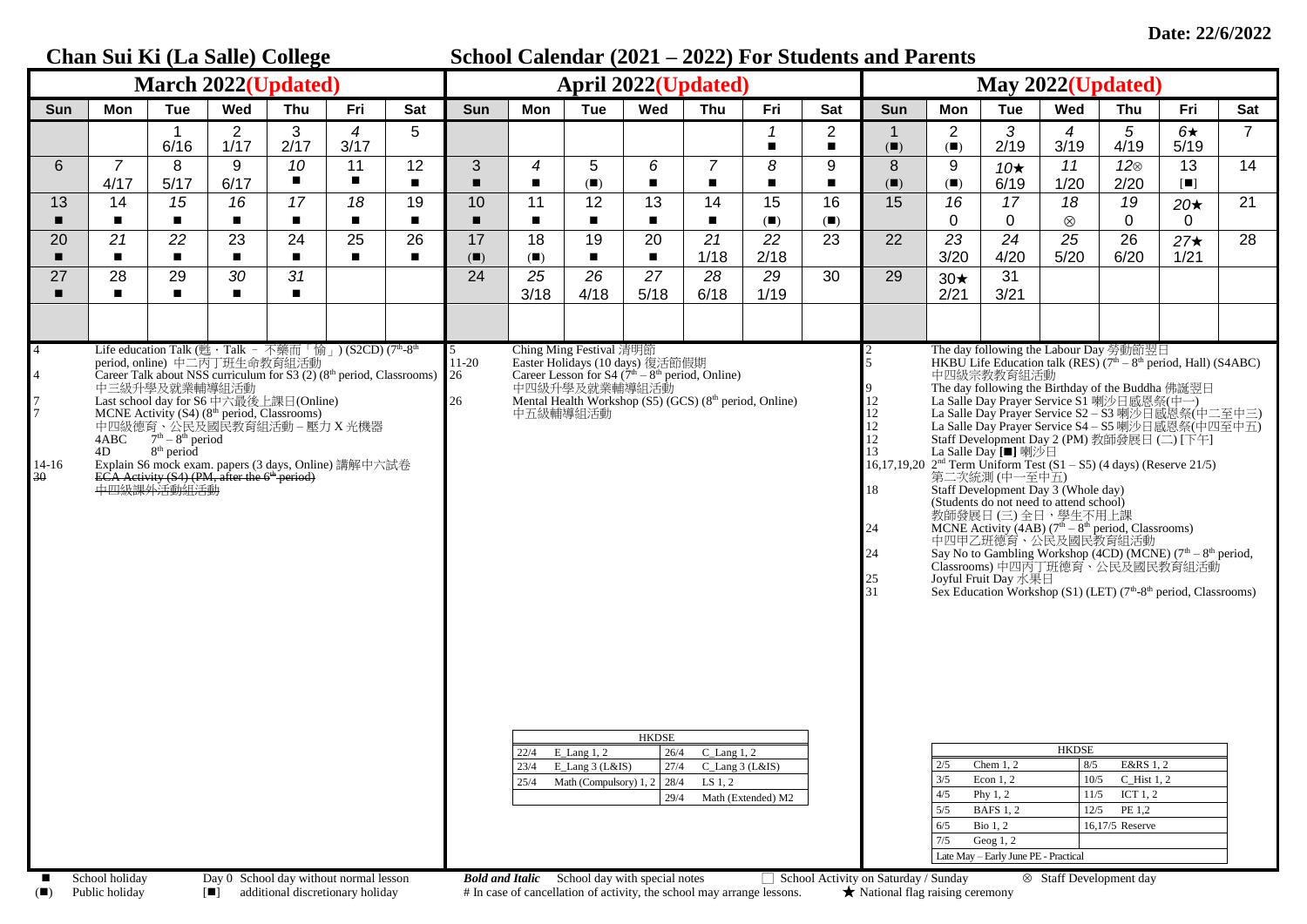Date: 22/6/2022

# Chan Sui Ki (La Salle) College

## School Calendar (2021 – 2022) For Students and Parents

### March 2022(Updated)

| Sun | Mon | Tue | Wed | Thu | Fri | Sat |
|---|---|---|---|---|---|---|
| | | 1 6/16 | 2 1/17 | 3 2/17 | *4* 3/17 | 5 |
| 6 | *7* 4/17 | 8 5/17 | 9 6/17 | *10* ■ | 11 ■ | 12 ■ |
| 13 ■ | 14 ■ | *15* ■ | *16* ■ | *17* ■ | *18* ■ | 19 ■ |
| 20 ■ | *21* ■ | *22* ■ | 23 ■ | 24 ■ | 25 ■ | 26 ■ |
| 27 ■ | 28 ■ | 29 ■ | *30* ■ | *31* ■ | | |

- 4 Life education Talk (甦・Talk – 不藥而「愉」) (S2CD) (7th-8th period, online) 中二丙丁班生命教育組活動
- 4 Career Talk about NSS curriculum for S3 (2) (8th period, Classrooms) 中三級升學及就業輔導組活動
- 7 Last school day for S6 中六最後上課日(Online)
- 7 MCNE Activity (S4) (8th period, Classrooms) 中四級德育、公民及國民教育組活動 – 壓力 X 光機器
  - 4ABC 7th – 8th period
  - 4D 8th period
- 14-16 Explain S6 mock exam. papers (3 days, Online) 講解中六試卷
- ~~30 ECA Activity (S4) (PM, after the 6th period) 中四級課外活動組活動~~

### April 2022(Updated)

| Sun | Mon | Tue | Wed | Thu | Fri | Sat |
|---|---|---|---|---|---|---|
| | | | | | *1* ■ | 2 ■ |
| 3 ■ | *4* ■ | 5 (■) | *6* ■ | *7* ■ | *8* ■ | 9 ■ |
| 10 ■ | 11 ■ | 12 ■ | 13 ■ | 14 ■ | 15 (■) | 16 (■) |
| 17 (■) | 18 (■) | 19 ■ | 20 ■ | *21* 1/18 | *22* 2/18 | 23 |
| 24 | *25* 3/18 | *26* 4/18 | *27* 5/18 | *28* 6/18 | *29* 1/19 | 30 |

- 5 Ching Ming Festival 清明節
- 11-20 Easter Holidays (10 days) 復活節假期
- 26 Career Lesson for S4 (7th – 8th period, Online) 中四級升學及就業輔導組活動
- 26 Mental Health Workshop (S5) (GCS) (8th period, Online) 中五級輔導組活動

| HKDSE | | | |
|---|---|---|---|
| 22/4 | E_Lang 1, 2 | 26/4 | C_Lang 1, 2 |
| 23/4 | E_Lang 3 (L&IS) | 27/4 | C_Lang 3 (L&IS) |
| 25/4 | Math (Compulsory) 1, 2 | 28/4 | LS 1, 2 |
| | | 29/4 | Math (Extended) M2 |

### May 2022(Updated)

| Sun | Mon | Tue | Wed | Thu | Fri | Sat |
|---|---|---|---|---|---|---|
| 1 (■) | 2 (■) | *3* 2/19 | *4* 3/19 | *5* 4/19 | *6★* 5/19 | 7 |
| 8 (■) | 9 (■) | *10★* 6/19 | *11* 1/20 | *12⊗* 2/20 | 13 [■] | 14 |
| 15 | *16* 0 | *17* 0 | *18* ⊗ | *19* 0 | *20★* 0 | 21 |
| 22 | *23* 3/20 | *24* 4/20 | *25* 5/20 | 26 6/20 | *27★* 1/21 | 28 |
| 29 | *30★* 2/21 | 31 3/21 | | | | |

- 2 The day following the Labour Day 勞動節翌日
- 5 HKBU Life Education talk (RES) (7th – 8th period, Hall) (S4ABC) 中四級宗教教育組活動
- 9 The day following the Birthday of the Buddha 佛誕翌日
- 12 La Salle Day Prayer Service S1 喇沙日感恩祭(中一)
- 12 La Salle Day Prayer Service S2 – S3 喇沙日感恩祭(中二至中三)
- 12 La Salle Day Prayer Service S4 – S5 喇沙日感恩祭(中四至中五)
- 12 Staff Development Day 2 (PM) 教師發展日 (二) [下午]
- 13 La Salle Day [■] 喇沙日
- 16,17,19,20 2nd Term Uniform Test (S1 – S5) (4 days) (Reserve 21/5) 第二次統測 (中一至中五)
- 18 Staff Development Day 3 (Whole day) (Students do not need to attend school) 教師發展日 (三) 全日，學生不用上課
- 24 MCNE Activity (4AB) (7th – 8th period, Classrooms) 中四甲乙班德育、公民及國民教育組活動
- 24 Say No to Gambling Workshop (4CD) (MCNE) (7th – 8th period, Classrooms) 中四丙丁班德育、公民及國民教育組活動
- 25 Joyful Fruit Day 水果日
- 31 Sex Education Workshop (S1) (LET) (7th-8th period, Classrooms)

| HKDSE | | | |
|---|---|---|---|
| 2/5 | Chem 1, 2 | 8/5 | E&RS 1, 2 |
| 3/5 | Econ 1, 2 | 10/5 | C_Hist 1, 2 |
| 4/5 | Phy 1, 2 | 11/5 | ICT 1, 2 |
| 5/5 | BAFS 1, 2 | 12/5 | PE 1,2 |
| 6/5 | Bio 1, 2 | 16,17/5 Reserve | |
| 7/5 | Geog 1, 2 | | |
| Late May – Early June PE - Practical | | | |

---

- ■ School holiday
- (■) Public holiday
- Day 0 School day without normal lesson
- [■] additional discretionary holiday
- ***Bold and Italic*** School day with special notes
- # In case of cancellation of activity, the school may arrange lessons.
- □ School Activity on Saturday / Sunday
- ★ National flag raising ceremony
- ⊗ Staff Development day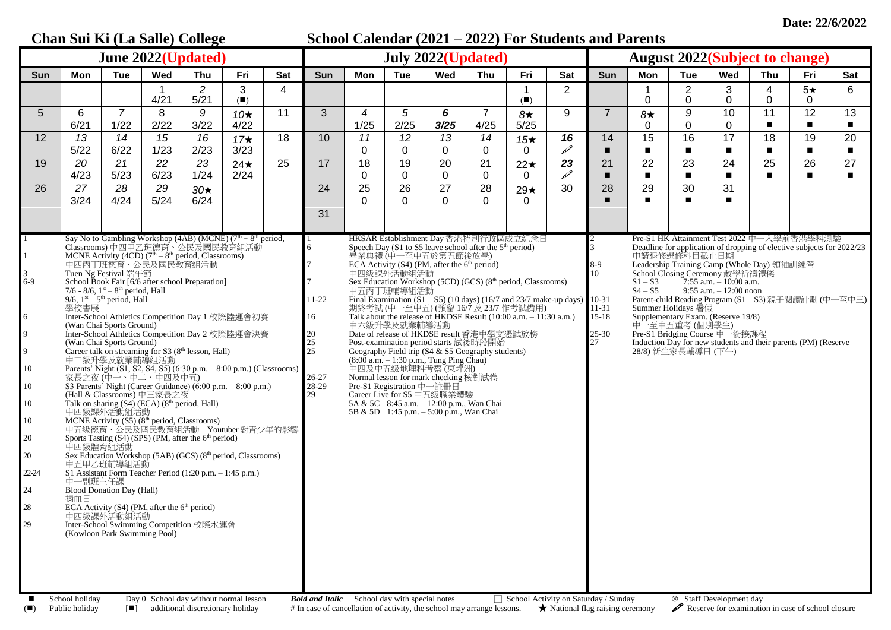Date: 22/6/2022

# Chan Sui Ki (La Salle) College

## School Calendar (2021 – 2022) For Students and Parents

### June 2022(Updated)

| Sun | Mon | Tue | Wed | Thu | Fri | Sat |
|---|---|---|---|---|---|---|
| | | | 1<br>4/21 | *2*<br>5/21 | 3<br>(■) | 4 |
| 5 | 6<br>6/21 | *7*<br>1/22 | 8<br>2/22 | *9*<br>3/22 | *10★*<br>4/22 | 11 |
| 12 | *13*<br>5/22 | *14*<br>6/22 | *15*<br>1/23 | *16*<br>2/23 | *17★*<br>3/23 | 18 |
| 19 | *20*<br>4/23 | *21*<br>5/23 | *22*<br>6/23 | *23*<br>1/24 | *24★*<br>2/24 | 25 |
| 26 | *27*<br>3/24 | *28*<br>4/24 | *29*<br>5/24 | *30★*<br>6/24 | | |

- 1 Say No to Gambling Workshop (4AB) (MCNE) (7th – 8th period, Classrooms) 中四甲乙班德育、公民及國民教育組活動
- 1 MCNE Activity (4CD) (7th – 8th period, Classrooms) 中四丙丁班德育、公民及國民教育組活動
- 3 Tuen Ng Festival 端午節
- 6-9 School Book Fair [6/6 after school Preparation] 7/6 - 8/6, 1st – 8th period, Hall 9/6, 1st – 5th period, Hall 學校書展
- 6 Inter-School Athletics Competition Day 1 校際陸運會初賽 (Wan Chai Sports Ground)
- 9 Inter-School Athletics Competition Day 2 校際陸運會決賽 (Wan Chai Sports Ground)
- 9 Career talk on streaming for S3 (8th lesson, Hall) 中三級升學及就業輔導組活動
- 10 Parents' Night (S1, S2, S4, S5) (6:30 p.m. – 8:00 p.m.) (Classrooms) 家長之夜 (中一、中二、中四及中五)
- 10 S3 Parents' Night (Career Guidance) (6:00 p.m. – 8:00 p.m.) (Hall & Classrooms) 中三家長之夜
- 10 Talk on sharing (S4) (ECA) (8th period, Hall) 中四級課外活動組活動
- 10 MCNE Activity (S5) (8th period, Classrooms) 中五級德育、公民及國民教育組活動 – Youtuber 對青少年的影響
- 20 Sports Tasting (S4) (SPS) (PM, after the 6th period) 中四級體育組活動
- 20 Sex Education Workshop (5AB) (GCS) (8th period, Classrooms) 中五甲乙班輔導組活動
- 22-24 S1 Assistant Form Teacher Period (1:20 p.m. – 1:45 p.m.) 中一副班主任課
- 24 Blood Donation Day (Hall) 捐血日
- 28 ECA Activity (S4) (PM, after the 6th period) 中四級課外活動組活動
- 29 Inter-School Swimming Competition 校際水運會 (Kowloon Park Swimming Pool)

### July 2022(Updated)

| Sun | Mon | Tue | Wed | Thu | Fri | Sat |
|---|---|---|---|---|---|---|
| | | | | | 1<br>(■) | 2 |
| 3 | *4*<br>1/25 | *5*<br>2/25 | ***6***<br>***3/25*** | 7<br>4/25 | *8★*<br>5/25 | 9 |
| 10 | *11*<br>0 | *12*<br>0 | *13*<br>0 | *14*<br>0 | *15★*<br>0 | ***16***<br>🖊 |
| 17 | 18<br>0 | 19<br>0 | 20<br>0 | 21<br>0 | *22★*<br>0 | ***23***<br>🖊 |
| 24 | 25<br>0 | 26<br>0 | 27<br>0 | 28<br>0 | *29★*<br>0 | 30 |
| 31 | | | | | | |

- 1 HKSAR Establishment Day 香港特別行政區成立紀念日
- 6 Speech Day (S1 to S5 leave school after the 5th period) 畢業典禮 (中一至中五於第五節後放學)
- 7 ECA Activity (S4) (PM, after the 6th period) 中四級課外活動組活動
- 7 Sex Education Workshop (5CD) (GCS) (8th period, Classrooms) 中五丙丁班輔導組活動
- 11-22 Final Examination (S1 – S5) (10 days) (16/7 and 23/7 make-up days) 期終考試 (中一至中五) (預留 16/7 及 23/7 作考試備用)
- 16 Talk about the release of HKDSE Result (10:00 a.m. – 11:30 a.m.) 中六級升學及就業輔導活動
- 20 Date of release of HKDSE result 香港中學文憑試放榜
- 25 Post-examination period starts 試後時段開始
- 25 Geography Field trip (S4 & S5 Geography students) (8:00 a.m. – 1:30 p.m., Tung Ping Chau) 中四及中五級地理科考察 (東坪洲)
- 26-27 Normal lesson for mark checking 核對試卷
- 28-29 Pre-S1 Registration 中一註冊日
- 29 Career Live for S5 中五級職業體驗 5A & 5C 8:45 a.m. – 12:00 p.m., Wan Chai 5B & 5D 1:45 p.m. – 5:00 p.m., Wan Chai

### August 2022(Subject to change)

| Sun | Mon | Tue | Wed | Thu | Fri | Sat |
|---|---|---|---|---|---|---|
| | 1<br>0 | 2<br>0 | 3<br>0 | 4<br>0 | 5★<br>0 | 6 |
| 7 | *8★*<br>0 | *9*<br>0 | 10<br>0 | 11<br>■ | 12<br>■ | 13<br>■ |
| 14<br>■ | 15<br>■ | 16<br>■ | 17<br>■ | 18<br>■ | 19<br>■ | 20<br>■ |
| 21<br>■ | 22<br>■ | 23<br>■ | 24<br>■ | 25<br>■ | 26<br>■ | 27<br>■ |
| 28<br>■ | 29<br>■ | 30<br>■ | 31<br>■ | | | |

- 2 Pre-S1 HK Attainment Test 2022 中一入學前香港學科測驗
- 3 Deadline for application of dropping of elective subjects for 2022/23 申請退修選修科目截止日期
- 8-9 Leadership Training Camp (Whole Day) 領袖訓練營
- 10 School Closing Ceremony 散學祈禱禮儀 S1 – S3 7:55 a.m. – 10:00 a.m. S4 – S5 9:55 a.m. – 12:00 noon
- 10-31 Parent-child Reading Program (S1 – S3) 親子閱讀計劃 (中一至中三)
- 11-31 Summer Holidays 暑假
- 15-18 Supplementary Exam. (Reserve 19/8) 中一至中五重考 (個別學生)
- 25-30 Pre-S1 Bridging Course 中一銜接課程
- 27 Induction Day for new students and their parents (PM) (Reserve 28/8) 新生家長輔導日 (下午)

---

- ■ School holiday
- (■) Public holiday
- Day 0 School day without normal lesson
- [■] additional discretionary holiday
- ***Bold and Italic*** School day with special notes
- # In case of cancellation of activity, the school may arrange lessons.
- □ School Activity on Saturday / Sunday
- ★ National flag raising ceremony
- ⊗ Staff Development day
- 🖊 Reserve for examination in case of school closure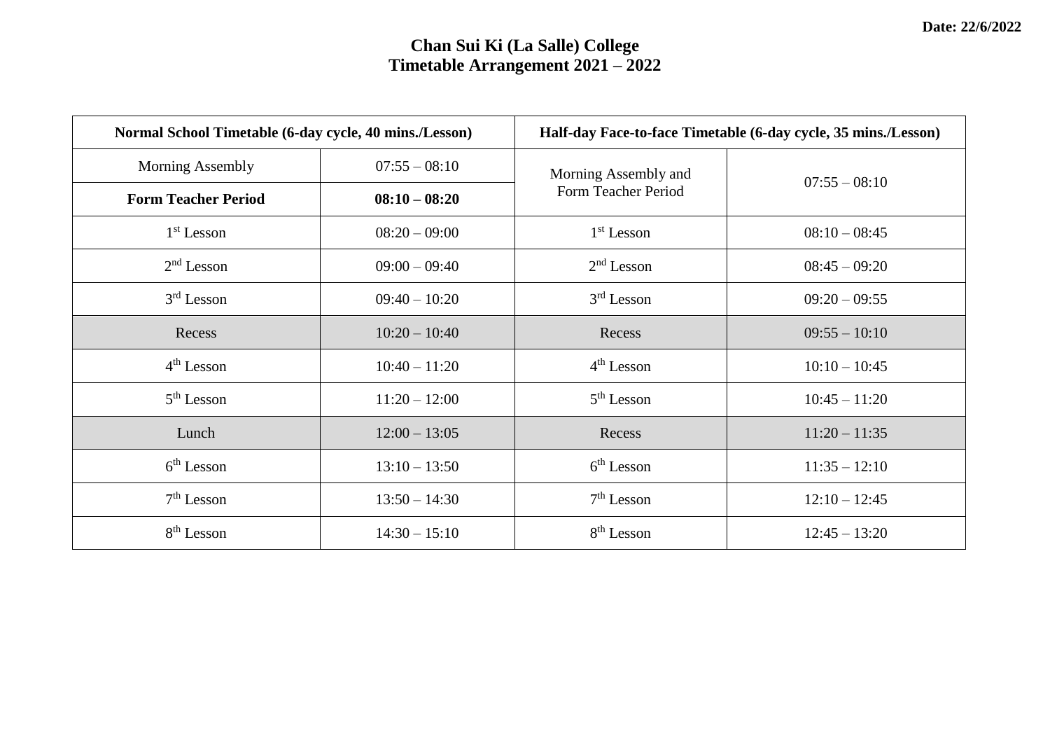**Date: 22/6/2022**

# Chan Sui Ki (La Salle) College
## Timetable Arrangement 2021 – 2022

| Normal School Timetable (6-day cycle, 40 mins./Lesson) | | Half-day Face-to-face Timetable (6-day cycle, 35 mins./Lesson) | |
|---|---|---|---|
| Morning Assembly | 07:55 – 08:10 | Morning Assembly and Form Teacher Period | 07:55 – 08:10 |
| **Form Teacher Period** | **08:10 – 08:20** | | |
| 1st Lesson | 08:20 – 09:00 | 1st Lesson | 08:10 – 08:45 |
| 2nd Lesson | 09:00 – 09:40 | 2nd Lesson | 08:45 – 09:20 |
| 3rd Lesson | 09:40 – 10:20 | 3rd Lesson | 09:20 – 09:55 |
| Recess | 10:20 – 10:40 | Recess | 09:55 – 10:10 |
| 4th Lesson | 10:40 – 11:20 | 4th Lesson | 10:10 – 10:45 |
| 5th Lesson | 11:20 – 12:00 | 5th Lesson | 10:45 – 11:20 |
| Lunch | 12:00 – 13:05 | Recess | 11:20 – 11:35 |
| 6th Lesson | 13:10 – 13:50 | 6th Lesson | 11:35 – 12:10 |
| 7th Lesson | 13:50 – 14:30 | 7th Lesson | 12:10 – 12:45 |
| 8th Lesson | 14:30 – 15:10 | 8th Lesson | 12:45 – 13:20 |